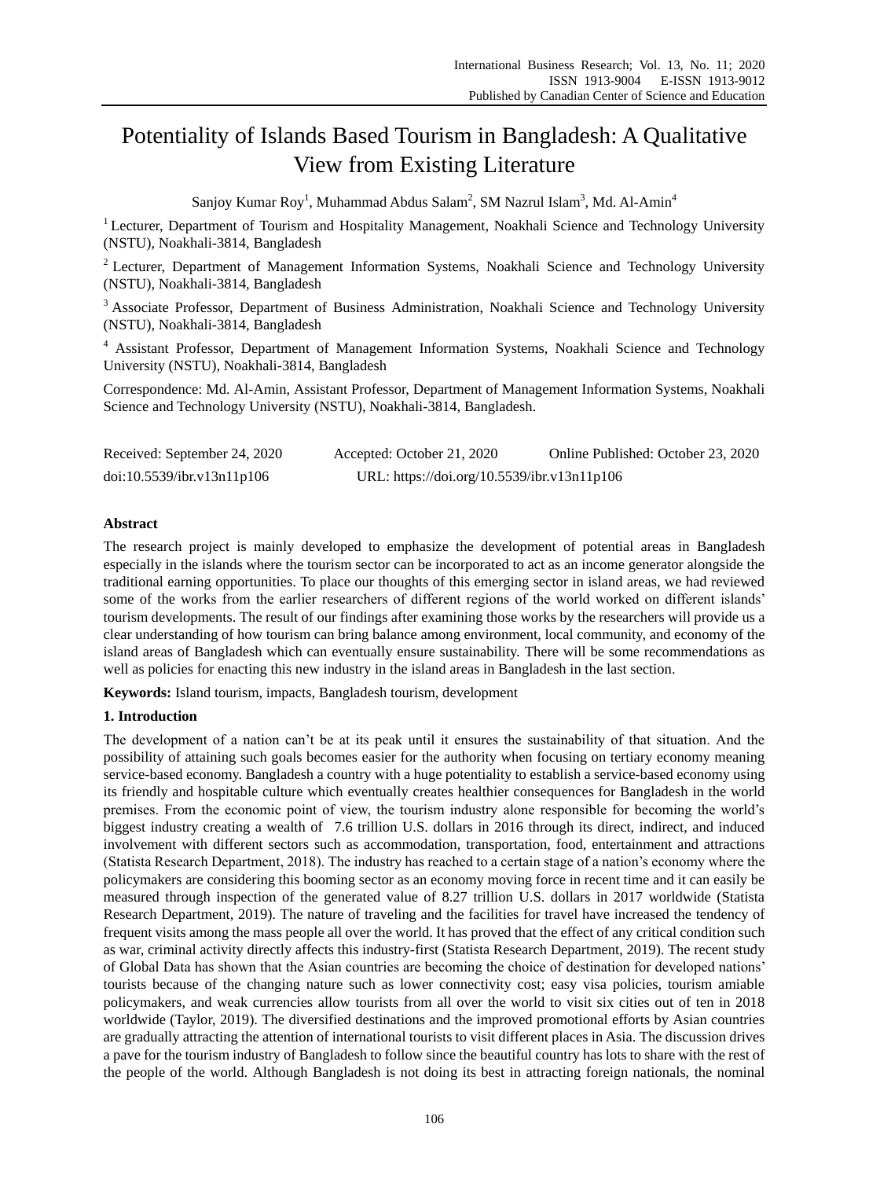# Potentiality of Islands Based Tourism in Bangladesh: A Qualitative View from Existing Literature

Sanjoy Kumar Roy[1], Muhammad Abdus Salam[2], SM Nazrul Islam[3], Md. Al-Amin[4]

[1] Lecturer, Department of Tourism and Hospitality Management, Noakhali Science and Technology University (NSTU), Noakhali-3814, Bangladesh

[2] Lecturer, Department of Management Information Systems, Noakhali Science and Technology University (NSTU), Noakhali-3814, Bangladesh

[3] Associate Professor, Department of Business Administration, Noakhali Science and Technology University (NSTU), Noakhali-3814, Bangladesh

[4] Assistant Professor, Department of Management Information Systems, Noakhali Science and Technology University (NSTU), Noakhali-3814, Bangladesh

Correspondence: Md. Al-Amin, Assistant Professor, Department of Management Information Systems, Noakhali Science and Technology University (NSTU), Noakhali-3814, Bangladesh.

Received: September 24, 2020    Accepted: October 21, 2020    Online Published: October 23, 2020

doi:10.5539/ibr.v13n11p106    URL: https://doi.org/10.5539/ibr.v13n11p106

## Abstract

The research project is mainly developed to emphasize the development of potential areas in Bangladesh especially in the islands where the tourism sector can be incorporated to act as an income generator alongside the traditional earning opportunities. To place our thoughts of this emerging sector in island areas, we had reviewed some of the works from the earlier researchers of different regions of the world worked on different islands' tourism developments. The result of our findings after examining those works by the researchers will provide us a clear understanding of how tourism can bring balance among environment, local community, and economy of the island areas of Bangladesh which can eventually ensure sustainability. There will be some recommendations as well as policies for enacting this new industry in the island areas in Bangladesh in the last section.

**Keywords:** Island tourism, impacts, Bangladesh tourism, development

## 1. Introduction

The development of a nation can't be at its peak until it ensures the sustainability of that situation. And the possibility of attaining such goals becomes easier for the authority when focusing on tertiary economy meaning service-based economy. Bangladesh a country with a huge potentiality to establish a service-based economy using its friendly and hospitable culture which eventually creates healthier consequences for Bangladesh in the world premises. From the economic point of view, the tourism industry alone responsible for becoming the world's biggest industry creating a wealth of 7.6 trillion U.S. dollars in 2016 through its direct, indirect, and induced involvement with different sectors such as accommodation, transportation, food, entertainment and attractions (Statista Research Department, 2018). The industry has reached to a certain stage of a nation's economy where the policymakers are considering this booming sector as an economy moving force in recent time and it can easily be measured through inspection of the generated value of 8.27 trillion U.S. dollars in 2017 worldwide (Statista Research Department, 2019). The nature of traveling and the facilities for travel have increased the tendency of frequent visits among the mass people all over the world. It has proved that the effect of any critical condition such as war, criminal activity directly affects this industry-first (Statista Research Department, 2019). The recent study of Global Data has shown that the Asian countries are becoming the choice of destination for developed nations' tourists because of the changing nature such as lower connectivity cost; easy visa policies, tourism amiable policymakers, and weak currencies allow tourists from all over the world to visit six cities out of ten in 2018 worldwide (Taylor, 2019). The diversified destinations and the improved promotional efforts by Asian countries are gradually attracting the attention of international tourists to visit different places in Asia. The discussion drives a pave for the tourism industry of Bangladesh to follow since the beautiful country has lots to share with the rest of the people of the world. Although Bangladesh is not doing its best in attracting foreign nationals, the nominal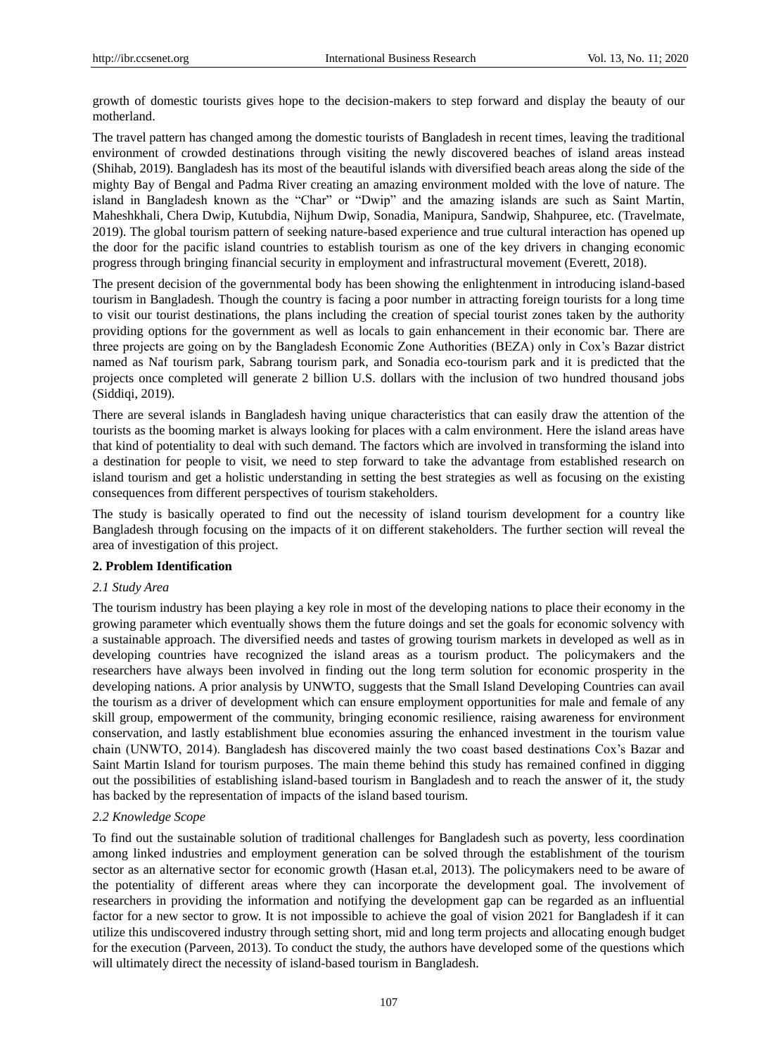growth of domestic tourists gives hope to the decision-makers to step forward and display the beauty of our motherland.

The travel pattern has changed among the domestic tourists of Bangladesh in recent times, leaving the traditional environment of crowded destinations through visiting the newly discovered beaches of island areas instead (Shihab, 2019). Bangladesh has its most of the beautiful islands with diversified beach areas along the side of the mighty Bay of Bengal and Padma River creating an amazing environment molded with the love of nature. The island in Bangladesh known as the "Char" or "Dwip" and the amazing islands are such as Saint Martin, Maheshkhali, Chera Dwip, Kutubdia, Nijhum Dwip, Sonadia, Manipura, Sandwip, Shahpuree, etc. (Travelmate, 2019). The global tourism pattern of seeking nature-based experience and true cultural interaction has opened up the door for the pacific island countries to establish tourism as one of the key drivers in changing economic progress through bringing financial security in employment and infrastructural movement (Everett, 2018).

The present decision of the governmental body has been showing the enlightenment in introducing island-based tourism in Bangladesh. Though the country is facing a poor number in attracting foreign tourists for a long time to visit our tourist destinations, the plans including the creation of special tourist zones taken by the authority providing options for the government as well as locals to gain enhancement in their economic bar. There are three projects are going on by the Bangladesh Economic Zone Authorities (BEZA) only in Cox's Bazar district named as Naf tourism park, Sabrang tourism park, and Sonadia eco-tourism park and it is predicted that the projects once completed will generate 2 billion U.S. dollars with the inclusion of two hundred thousand jobs (Siddiqi, 2019).

There are several islands in Bangladesh having unique characteristics that can easily draw the attention of the tourists as the booming market is always looking for places with a calm environment. Here the island areas have that kind of potentiality to deal with such demand. The factors which are involved in transforming the island into a destination for people to visit, we need to step forward to take the advantage from established research on island tourism and get a holistic understanding in setting the best strategies as well as focusing on the existing consequences from different perspectives of tourism stakeholders.

The study is basically operated to find out the necessity of island tourism development for a country like Bangladesh through focusing on the impacts of it on different stakeholders. The further section will reveal the area of investigation of this project.

## 2. Problem Identification

### *2.1 Study Area*

The tourism industry has been playing a key role in most of the developing nations to place their economy in the growing parameter which eventually shows them the future doings and set the goals for economic solvency with a sustainable approach. The diversified needs and tastes of growing tourism markets in developed as well as in developing countries have recognized the island areas as a tourism product. The policymakers and the researchers have always been involved in finding out the long term solution for economic prosperity in the developing nations. A prior analysis by UNWTO, suggests that the Small Island Developing Countries can avail the tourism as a driver of development which can ensure employment opportunities for male and female of any skill group, empowerment of the community, bringing economic resilience, raising awareness for environment conservation, and lastly establishment blue economies assuring the enhanced investment in the tourism value chain (UNWTO, 2014). Bangladesh has discovered mainly the two coast based destinations Cox's Bazar and Saint Martin Island for tourism purposes. The main theme behind this study has remained confined in digging out the possibilities of establishing island-based tourism in Bangladesh and to reach the answer of it, the study has backed by the representation of impacts of the island based tourism.

### *2.2 Knowledge Scope*

To find out the sustainable solution of traditional challenges for Bangladesh such as poverty, less coordination among linked industries and employment generation can be solved through the establishment of the tourism sector as an alternative sector for economic growth (Hasan et.al, 2013). The policymakers need to be aware of the potentiality of different areas where they can incorporate the development goal. The involvement of researchers in providing the information and notifying the development gap can be regarded as an influential factor for a new sector to grow. It is not impossible to achieve the goal of vision 2021 for Bangladesh if it can utilize this undiscovered industry through setting short, mid and long term projects and allocating enough budget for the execution (Parveen, 2013). To conduct the study, the authors have developed some of the questions which will ultimately direct the necessity of island-based tourism in Bangladesh.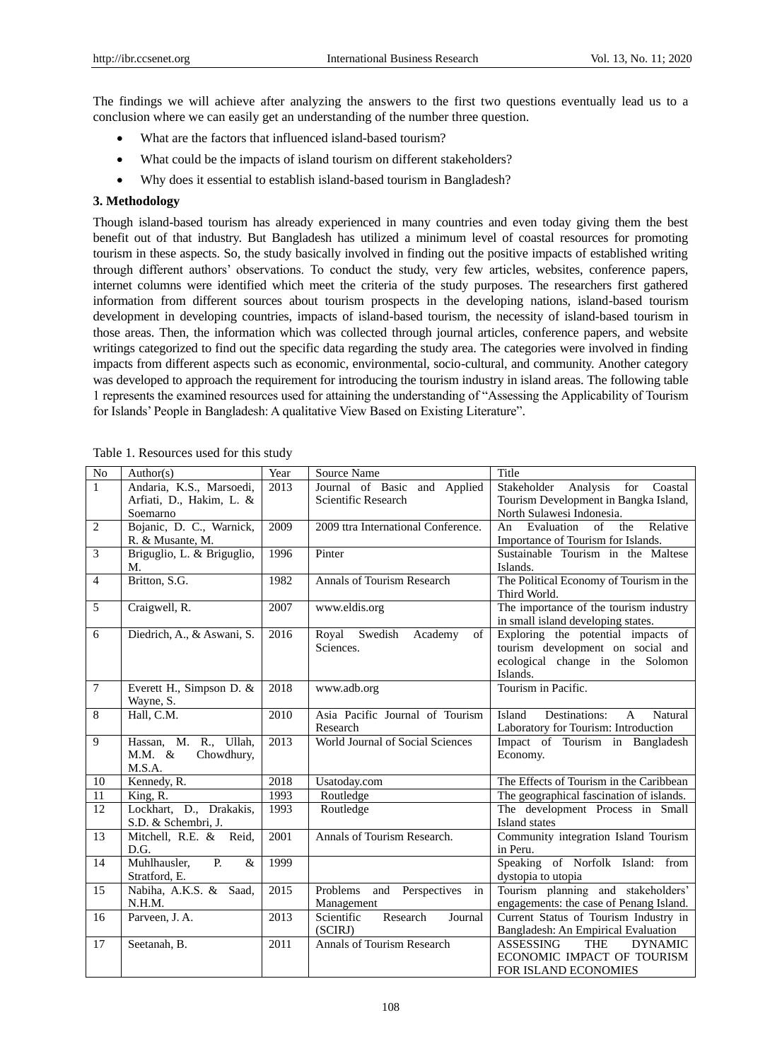The findings we will achieve after analyzing the answers to the first two questions eventually lead us to a conclusion where we can easily get an understanding of the number three question.

- What are the factors that influenced island-based tourism?
- What could be the impacts of island tourism on different stakeholders?
- Why does it essential to establish island-based tourism in Bangladesh?

### 3. Methodology

Though island-based tourism has already experienced in many countries and even today giving them the best benefit out of that industry. But Bangladesh has utilized a minimum level of coastal resources for promoting tourism in these aspects. So, the study basically involved in finding out the positive impacts of established writing through different authors' observations. To conduct the study, very few articles, websites, conference papers, internet columns were identified which meet the criteria of the study purposes. The researchers first gathered information from different sources about tourism prospects in the developing nations, island-based tourism development in developing countries, impacts of island-based tourism, the necessity of island-based tourism in those areas. Then, the information which was collected through journal articles, conference papers, and website writings categorized to find out the specific data regarding the study area. The categories were involved in finding impacts from different aspects such as economic, environmental, socio-cultural, and community. Another category was developed to approach the requirement for introducing the tourism industry in island areas. The following table 1 represents the examined resources used for attaining the understanding of "Assessing the Applicability of Tourism for Islands' People in Bangladesh: A qualitative View Based on Existing Literature".

Table 1. Resources used for this study

| No | Author(s) | Year | Source Name | Title |
|---|---|---|---|---|
| 1 | Andaria, K.S., Marsoedi, Arfiati, D., Hakim, L. & Soemarno | 2013 | Journal of Basic and Applied Scientific Research | Stakeholder Analysis for Coastal Tourism Development in Bangka Island, North Sulawesi Indonesia. |
| 2 | Bojanic, D. C., Warnick, R. & Musante, M. | 2009 | 2009 ttra International Conference. | An Evaluation of the Relative Importance of Tourism for Islands. |
| 3 | Briguglio, L. & Briguglio, M. | 1996 | Pinter | Sustainable Tourism in the Maltese Islands. |
| 4 | Britton, S.G. | 1982 | Annals of Tourism Research | The Political Economy of Tourism in the Third World. |
| 5 | Craigwell, R. | 2007 | www.eldis.org | The importance of the tourism industry in small island developing states. |
| 6 | Diedrich, A., & Aswani, S. | 2016 | Royal Swedish Academy of Sciences. | Exploring the potential impacts of tourism development on social and ecological change in the Solomon Islands. |
| 7 | Everett H., Simpson D. & Wayne, S. | 2018 | www.adb.org | Tourism in Pacific. |
| 8 | Hall, C.M. | 2010 | Asia Pacific Journal of Tourism Research | Island Destinations: A Natural Laboratory for Tourism: Introduction |
| 9 | Hassan, M. R., Ullah, M.M. & Chowdhury, M.S.A. | 2013 | World Journal of Social Sciences | Impact of Tourism in Bangladesh Economy. |
| 10 | Kennedy, R. | 2018 | Usatoday.com | The Effects of Tourism in the Caribbean |
| 11 | King, R. | 1993 | Routledge | The geographical fascination of islands. |
| 12 | Lockhart, D., Drakakis, S.D. & Schembri, J. | 1993 | Routledge | The development Process in Small Island states |
| 13 | Mitchell, R.E. & Reid, D.G. | 2001 | Annals of Tourism Research. | Community integration Island Tourism in Peru. |
| 14 | Muhlhausler, P. & Stratford, E. | 1999 | | Speaking of Norfolk Island: from dystopia to utopia |
| 15 | Nabiha, A.K.S. & Saad, N.H.M. | 2015 | Problems and Perspectives in Management | Tourism planning and stakeholders' engagements: the case of Penang Island. |
| 16 | Parveen, J. A. | 2013 | Scientific Research Journal (SCIRJ) | Current Status of Tourism Industry in Bangladesh: An Empirical Evaluation |
| 17 | Seetanah, B. | 2011 | Annals of Tourism Research | ASSESSING THE DYNAMIC ECONOMIC IMPACT OF TOURISM FOR ISLAND ECONOMIES |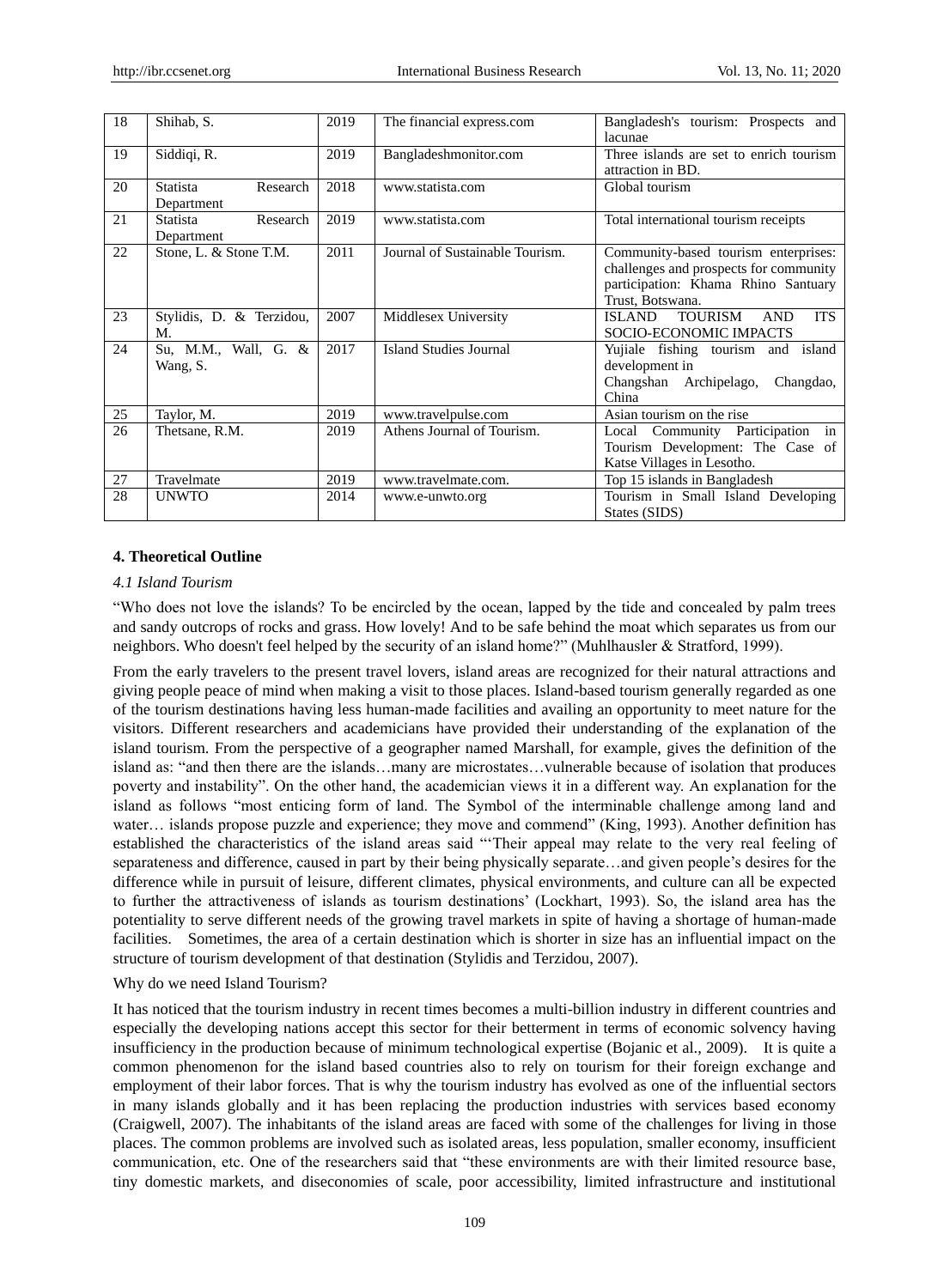| 18 | Shihab, S. | 2019 | The financial express.com | Bangladesh's tourism: Prospects and lacunae |
|---|---|---|---|---|
| 19 | Siddiqi, R. | 2019 | Bangladeshmonitor.com | Three islands are set to enrich tourism attraction in BD. |
| 20 | Statista Research Department | 2018 | www.statista.com | Global tourism |
| 21 | Statista Research Department | 2019 | www.statista.com | Total international tourism receipts |
| 22 | Stone, L. & Stone T.M. | 2011 | Journal of Sustainable Tourism. | Community-based tourism enterprises: challenges and prospects for community participation: Khama Rhino Santuary Trust, Botswana. |
| 23 | Stylidis, D. & Terzidou, M. | 2007 | Middlesex University | ISLAND TOURISM AND ITS SOCIO-ECONOMIC IMPACTS |
| 24 | Su, M.M., Wall, G. & Wang, S. | 2017 | Island Studies Journal | Yujiale fishing tourism and island development in Changshan Archipelago, Changdao, China |
| 25 | Taylor, M. | 2019 | www.travelpulse.com | Asian tourism on the rise |
| 26 | Thetsane, R.M. | 2019 | Athens Journal of Tourism. | Local Community Participation in Tourism Development: The Case of Katse Villages in Lesotho. |
| 27 | Travelmate | 2019 | www.travelmate.com. | Top 15 islands in Bangladesh |
| 28 | UNWTO | 2014 | www.e-unwto.org | Tourism in Small Island Developing States (SIDS) |

## 4. Theoretical Outline

### *4.1 Island Tourism*

"Who does not love the islands? To be encircled by the ocean, lapped by the tide and concealed by palm trees and sandy outcrops of rocks and grass. How lovely! And to be safe behind the moat which separates us from our neighbors. Who doesn't feel helped by the security of an island home?" (Muhlhausler & Stratford, 1999).

From the early travelers to the present travel lovers, island areas are recognized for their natural attractions and giving people peace of mind when making a visit to those places. Island-based tourism generally regarded as one of the tourism destinations having less human-made facilities and availing an opportunity to meet nature for the visitors. Different researchers and academicians have provided their understanding of the explanation of the island tourism. From the perspective of a geographer named Marshall, for example, gives the definition of the island as: "and then there are the islands…many are microstates…vulnerable because of isolation that produces poverty and instability". On the other hand, the academician views it in a different way. An explanation for the island as follows "most enticing form of land. The Symbol of the interminable challenge among land and water… islands propose puzzle and experience; they move and commend" (King, 1993). Another definition has established the characteristics of the island areas said "'Their appeal may relate to the very real feeling of separateness and difference, caused in part by their being physically separate…and given people's desires for the difference while in pursuit of leisure, different climates, physical environments, and culture can all be expected to further the attractiveness of islands as tourism destinations' (Lockhart, 1993). So, the island area has the potentiality to serve different needs of the growing travel markets in spite of having a shortage of human-made facilities. Sometimes, the area of a certain destination which is shorter in size has an influential impact on the structure of tourism development of that destination (Stylidis and Terzidou, 2007).

Why do we need Island Tourism?

It has noticed that the tourism industry in recent times becomes a multi-billion industry in different countries and especially the developing nations accept this sector for their betterment in terms of economic solvency having insufficiency in the production because of minimum technological expertise (Bojanic et al., 2009). It is quite a common phenomenon for the island based countries also to rely on tourism for their foreign exchange and employment of their labor forces. That is why the tourism industry has evolved as one of the influential sectors in many islands globally and it has been replacing the production industries with services based economy (Craigwell, 2007). The inhabitants of the island areas are faced with some of the challenges for living in those places. The common problems are involved such as isolated areas, less population, smaller economy, insufficient communication, etc. One of the researchers said that "these environments are with their limited resource base, tiny domestic markets, and diseconomies of scale, poor accessibility, limited infrastructure and institutional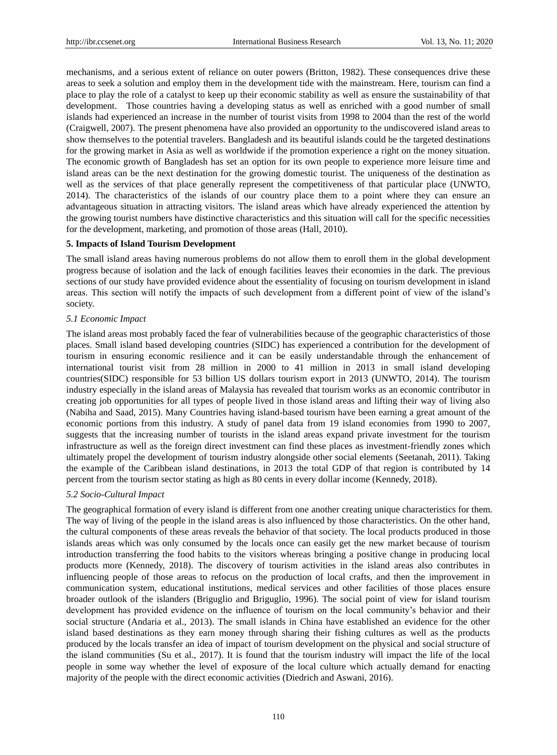mechanisms, and a serious extent of reliance on outer powers (Britton, 1982). These consequences drive these areas to seek a solution and employ them in the development tide with the mainstream. Here, tourism can find a place to play the role of a catalyst to keep up their economic stability as well as ensure the sustainability of that development. Those countries having a developing status as well as enriched with a good number of small islands had experienced an increase in the number of tourist visits from 1998 to 2004 than the rest of the world (Craigwell, 2007). The present phenomena have also provided an opportunity to the undiscovered island areas to show themselves to the potential travelers. Bangladesh and its beautiful islands could be the targeted destinations for the growing market in Asia as well as worldwide if the promotion experience a right on the money situation. The economic growth of Bangladesh has set an option for its own people to experience more leisure time and island areas can be the next destination for the growing domestic tourist. The uniqueness of the destination as well as the services of that place generally represent the competitiveness of that particular place (UNWTO, 2014). The characteristics of the islands of our country place them to a point where they can ensure an advantageous situation in attracting visitors. The island areas which have already experienced the attention by the growing tourist numbers have distinctive characteristics and this situation will call for the specific necessities for the development, marketing, and promotion of those areas (Hall, 2010).

## 5. Impacts of Island Tourism Development

The small island areas having numerous problems do not allow them to enroll them in the global development progress because of isolation and the lack of enough facilities leaves their economies in the dark. The previous sections of our study have provided evidence about the essentiality of focusing on tourism development in island areas. This section will notify the impacts of such development from a different point of view of the island's society.

### *5.1 Economic Impact*

The island areas most probably faced the fear of vulnerabilities because of the geographic characteristics of those places. Small island based developing countries (SIDC) has experienced a contribution for the development of tourism in ensuring economic resilience and it can be easily understandable through the enhancement of international tourist visit from 28 million in 2000 to 41 million in 2013 in small island developing countries(SIDC) responsible for 53 billion US dollars tourism export in 2013 (UNWTO, 2014). The tourism industry especially in the island areas of Malaysia has revealed that tourism works as an economic contributor in creating job opportunities for all types of people lived in those island areas and lifting their way of living also (Nabiha and Saad, 2015). Many Countries having island-based tourism have been earning a great amount of the economic portions from this industry. A study of panel data from 19 island economies from 1990 to 2007, suggests that the increasing number of tourists in the island areas expand private investment for the tourism infrastructure as well as the foreign direct investment can find these places as investment-friendly zones which ultimately propel the development of tourism industry alongside other social elements (Seetanah, 2011). Taking the example of the Caribbean island destinations, in 2013 the total GDP of that region is contributed by 14 percent from the tourism sector stating as high as 80 cents in every dollar income (Kennedy, 2018).

### *5.2 Socio-Cultural Impact*

The geographical formation of every island is different from one another creating unique characteristics for them. The way of living of the people in the island areas is also influenced by those characteristics. On the other hand, the cultural components of these areas reveals the behavior of that society. The local products produced in those islands areas which was only consumed by the locals once can easily get the new market because of tourism introduction transferring the food habits to the visitors whereas bringing a positive change in producing local products more (Kennedy, 2018). The discovery of tourism activities in the island areas also contributes in influencing people of those areas to refocus on the production of local crafts, and then the improvement in communication system, educational institutions, medical services and other facilities of those places ensure broader outlook of the islanders (Briguglio and Briguglio, 1996). The social point of view for island tourism development has provided evidence on the influence of tourism on the local community's behavior and their social structure (Andaria et al., 2013). The small islands in China have established an evidence for the other island based destinations as they earn money through sharing their fishing cultures as well as the products produced by the locals transfer an idea of impact of tourism development on the physical and social structure of the island communities (Su et al., 2017). It is found that the tourism industry will impact the life of the local people in some way whether the level of exposure of the local culture which actually demand for enacting majority of the people with the direct economic activities (Diedrich and Aswani, 2016).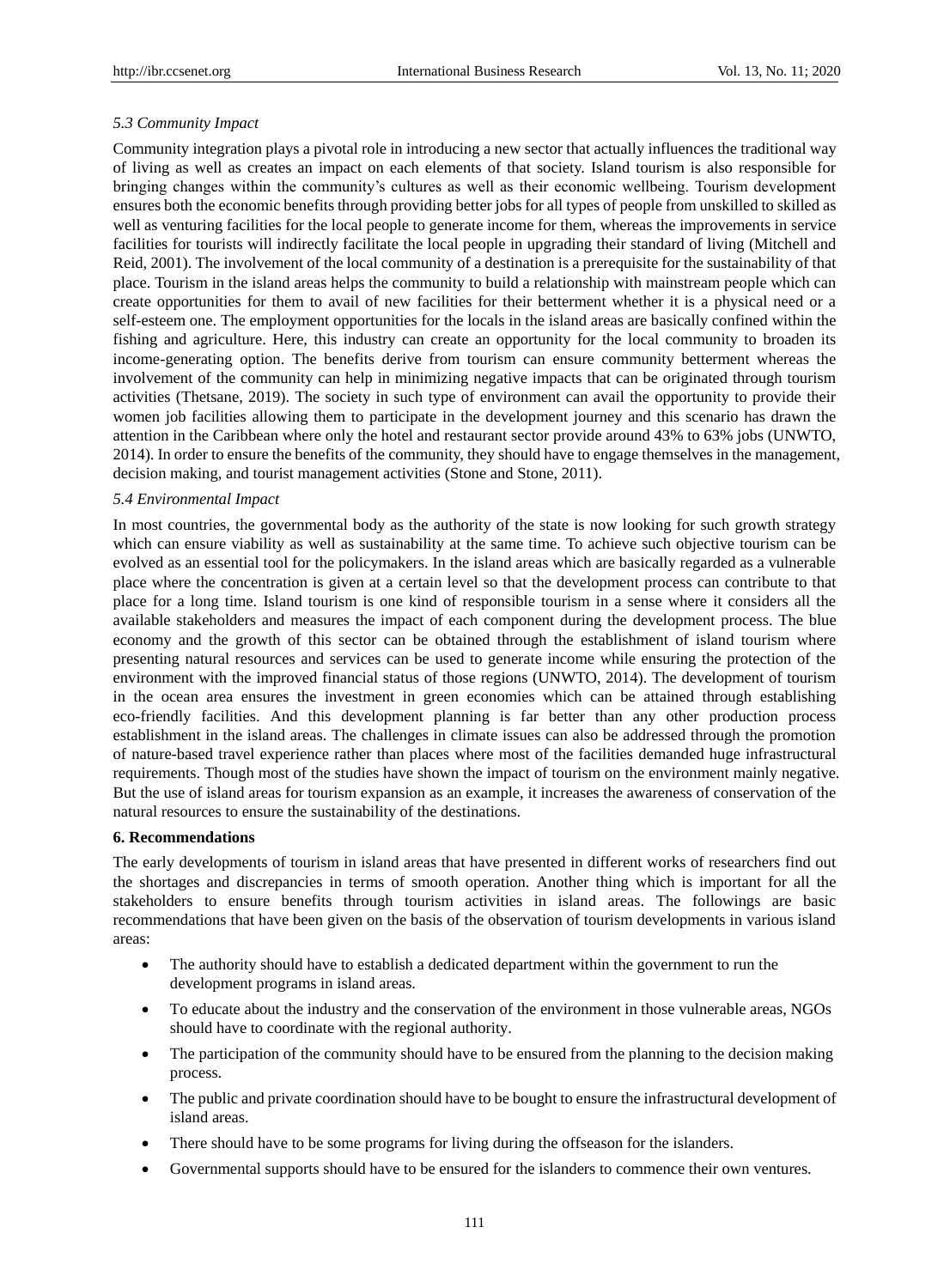### *5.3 Community Impact*

Community integration plays a pivotal role in introducing a new sector that actually influences the traditional way of living as well as creates an impact on each elements of that society. Island tourism is also responsible for bringing changes within the community's cultures as well as their economic wellbeing. Tourism development ensures both the economic benefits through providing better jobs for all types of people from unskilled to skilled as well as venturing facilities for the local people to generate income for them, whereas the improvements in service facilities for tourists will indirectly facilitate the local people in upgrading their standard of living (Mitchell and Reid, 2001). The involvement of the local community of a destination is a prerequisite for the sustainability of that place. Tourism in the island areas helps the community to build a relationship with mainstream people which can create opportunities for them to avail of new facilities for their betterment whether it is a physical need or a self-esteem one. The employment opportunities for the locals in the island areas are basically confined within the fishing and agriculture. Here, this industry can create an opportunity for the local community to broaden its income-generating option. The benefits derive from tourism can ensure community betterment whereas the involvement of the community can help in minimizing negative impacts that can be originated through tourism activities (Thetsane, 2019). The society in such type of environment can avail the opportunity to provide their women job facilities allowing them to participate in the development journey and this scenario has drawn the attention in the Caribbean where only the hotel and restaurant sector provide around 43% to 63% jobs (UNWTO, 2014). In order to ensure the benefits of the community, they should have to engage themselves in the management, decision making, and tourist management activities (Stone and Stone, 2011).

### *5.4 Environmental Impact*

In most countries, the governmental body as the authority of the state is now looking for such growth strategy which can ensure viability as well as sustainability at the same time. To achieve such objective tourism can be evolved as an essential tool for the policymakers. In the island areas which are basically regarded as a vulnerable place where the concentration is given at a certain level so that the development process can contribute to that place for a long time. Island tourism is one kind of responsible tourism in a sense where it considers all the available stakeholders and measures the impact of each component during the development process. The blue economy and the growth of this sector can be obtained through the establishment of island tourism where presenting natural resources and services can be used to generate income while ensuring the protection of the environment with the improved financial status of those regions (UNWTO, 2014). The development of tourism in the ocean area ensures the investment in green economies which can be attained through establishing eco-friendly facilities. And this development planning is far better than any other production process establishment in the island areas. The challenges in climate issues can also be addressed through the promotion of nature-based travel experience rather than places where most of the facilities demanded huge infrastructural requirements. Though most of the studies have shown the impact of tourism on the environment mainly negative. But the use of island areas for tourism expansion as an example, it increases the awareness of conservation of the natural resources to ensure the sustainability of the destinations.

## 6. Recommendations

The early developments of tourism in island areas that have presented in different works of researchers find out the shortages and discrepancies in terms of smooth operation. Another thing which is important for all the stakeholders to ensure benefits through tourism activities in island areas. The followings are basic recommendations that have been given on the basis of the observation of tourism developments in various island areas:

- The authority should have to establish a dedicated department within the government to run the development programs in island areas.
- To educate about the industry and the conservation of the environment in those vulnerable areas, NGOs should have to coordinate with the regional authority.
- The participation of the community should have to be ensured from the planning to the decision making process.
- The public and private coordination should have to be bought to ensure the infrastructural development of island areas.
- There should have to be some programs for living during the offseason for the islanders.
- Governmental supports should have to be ensured for the islanders to commence their own ventures.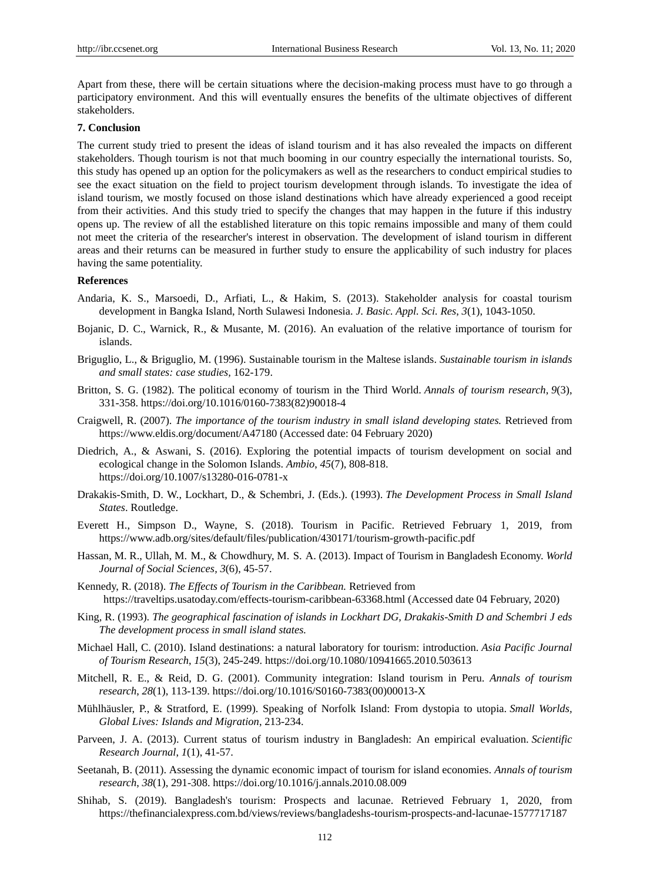Apart from these, there will be certain situations where the decision-making process must have to go through a participatory environment. And this will eventually ensures the benefits of the ultimate objectives of different stakeholders.

## 7. Conclusion

The current study tried to present the ideas of island tourism and it has also revealed the impacts on different stakeholders. Though tourism is not that much booming in our country especially the international tourists. So, this study has opened up an option for the policymakers as well as the researchers to conduct empirical studies to see the exact situation on the field to project tourism development through islands. To investigate the idea of island tourism, we mostly focused on those island destinations which have already experienced a good receipt from their activities. And this study tried to specify the changes that may happen in the future if this industry opens up. The review of all the established literature on this topic remains impossible and many of them could not meet the criteria of the researcher's interest in observation. The development of island tourism in different areas and their returns can be measured in further study to ensure the applicability of such industry for places having the same potentiality.

## References

Andaria, K. S., Marsoedi, D., Arfiati, L., & Hakim, S. (2013). Stakeholder analysis for coastal tourism development in Bangka Island, North Sulawesi Indonesia. *J. Basic. Appl. Sci. Res*, *3*(1), 1043-1050.

Bojanic, D. C., Warnick, R., & Musante, M. (2016). An evaluation of the relative importance of tourism for islands.

Briguglio, L., & Briguglio, M. (1996). Sustainable tourism in the Maltese islands. *Sustainable tourism in islands and small states: case studies*, 162-179.

Britton, S. G. (1982). The political economy of tourism in the Third World. *Annals of tourism research*, *9*(3), 331-358. https://doi.org/10.1016/0160-7383(82)90018-4

Craigwell, R. (2007). *The importance of the tourism industry in small island developing states.* Retrieved from https://www.eldis.org/document/A47180 (Accessed date: 04 February 2020)

Diedrich, A., & Aswani, S. (2016). Exploring the potential impacts of tourism development on social and ecological change in the Solomon Islands. *Ambio*, *45*(7), 808-818. https://doi.org/10.1007/s13280-016-0781-x

Drakakis-Smith, D. W., Lockhart, D., & Schembri, J. (Eds.). (1993). *The Development Process in Small Island States*. Routledge.

Everett H., Simpson D., Wayne, S. (2018). Tourism in Pacific. Retrieved February 1, 2019, from https://www.adb.org/sites/default/files/publication/430171/tourism-growth-pacific.pdf

Hassan, M. R., Ullah, M. M., & Chowdhury, M. S. A. (2013). Impact of Tourism in Bangladesh Economy. *World Journal of Social Sciences, 3*(6), 45-57.

Kennedy, R. (2018). *The Effects of Tourism in the Caribbean.* Retrieved from https://traveltips.usatoday.com/effects-tourism-caribbean-63368.html (Accessed date 04 February, 2020)

King, R. (1993). *The geographical fascination of islands in Lockhart DG, Drakakis-Smith D and Schembri J eds The development process in small island states.*

Michael Hall, C. (2010). Island destinations: a natural laboratory for tourism: introduction. *Asia Pacific Journal of Tourism Research*, *15*(3), 245-249. https://doi.org/10.1080/10941665.2010.503613

Mitchell, R. E., & Reid, D. G. (2001). Community integration: Island tourism in Peru. *Annals of tourism research*, *28*(1), 113-139. https://doi.org/10.1016/S0160-7383(00)00013-X

Mühlhäusler, P., & Stratford, E. (1999). Speaking of Norfolk Island: From dystopia to utopia. *Small Worlds, Global Lives: Islands and Migration*, 213-234.

Parveen, J. A. (2013). Current status of tourism industry in Bangladesh: An empirical evaluation. *Scientific Research Journal*, *1*(1), 41-57.

Seetanah, B. (2011). Assessing the dynamic economic impact of tourism for island economies. *Annals of tourism research*, *38*(1), 291-308. https://doi.org/10.1016/j.annals.2010.08.009

Shihab, S. (2019). Bangladesh's tourism: Prospects and lacunae. Retrieved February 1, 2020, from https://thefinancialexpress.com.bd/views/reviews/bangladeshs-tourism-prospects-and-lacunae-1577717187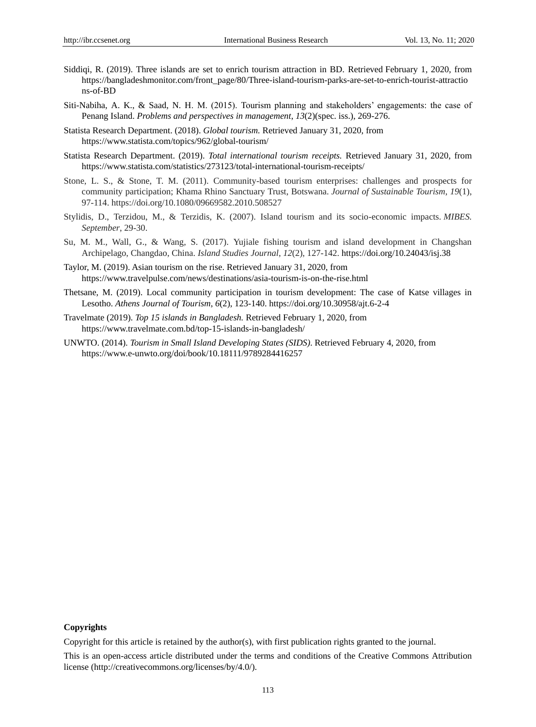Siddiqi, R. (2019). Three islands are set to enrich tourism attraction in BD. Retrieved February 1, 2020, from https://bangladeshmonitor.com/front_page/80/Three-island-tourism-parks-are-set-to-enrich-tourist-attractions-of-BD

Siti-Nabiha, A. K., & Saad, N. H. M. (2015). Tourism planning and stakeholders' engagements: the case of Penang Island. *Problems and perspectives in management*, *13*(2)(spec. iss.), 269-276.

Statista Research Department. (2018). *Global tourism.* Retrieved January 31, 2020, from https://www.statista.com/topics/962/global-tourism/

Statista Research Department. (2019). *Total international tourism receipts.* Retrieved January 31, 2020, from https://www.statista.com/statistics/273123/total-international-tourism-receipts/

Stone, L. S., & Stone, T. M. (2011). Community-based tourism enterprises: challenges and prospects for community participation; Khama Rhino Sanctuary Trust, Botswana. *Journal of Sustainable Tourism*, *19*(1), 97-114. https://doi.org/10.1080/09669582.2010.508527

Stylidis, D., Terzidou, M., & Terzidis, K. (2007). Island tourism and its socio-economic impacts. *MIBES. September*, 29-30.

Su, M. M., Wall, G., & Wang, S. (2017). Yujiale fishing tourism and island development in Changshan Archipelago, Changdao, China. *Island Studies Journal*, *12*(2), 127-142. https://doi.org/10.24043/isj.38

Taylor, M. (2019). Asian tourism on the rise. Retrieved January 31, 2020, from https://www.travelpulse.com/news/destinations/asia-tourism-is-on-the-rise.html

Thetsane, M. (2019). Local community participation in tourism development: The case of Katse villages in Lesotho. *Athens Journal of Tourism*, *6*(2), 123-140. https://doi.org/10.30958/ajt.6-2-4

Travelmate (2019). *Top 15 islands in Bangladesh.* Retrieved February 1, 2020, from https://www.travelmate.com.bd/top-15-islands-in-bangladesh/

UNWTO. (2014). *Tourism in Small Island Developing States (SIDS)*. Retrieved February 4, 2020, from https://www.e-unwto.org/doi/book/10.18111/9789284416257

**Copyrights**

Copyright for this article is retained by the author(s), with first publication rights granted to the journal.

This is an open-access article distributed under the terms and conditions of the Creative Commons Attribution license (http://creativecommons.org/licenses/by/4.0/).